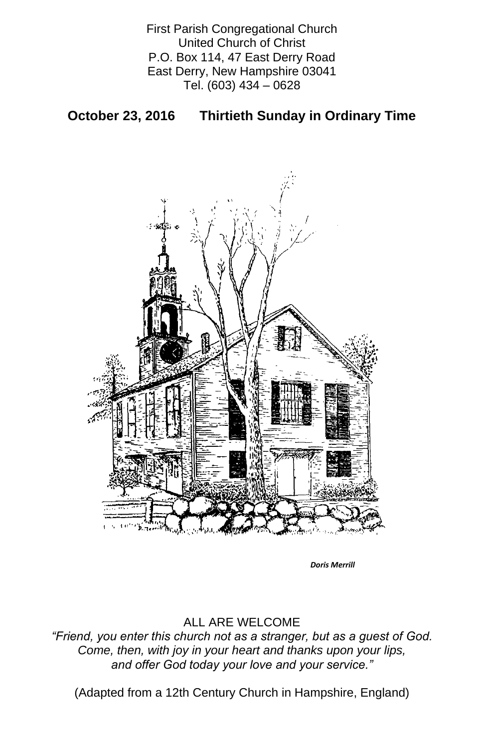First Parish Congregational Church
United Church of Christ
P.O. Box 114, 47 East Derry Road
East Derry, New Hampshire 03041
Tel. (603) 434 – 0628

## October 23, 2016 Thirtieth Sunday in Ordinary Time

***Doris Merrill***

ALL ARE WELCOME

*"Friend, you enter this church not as a stranger, but as a guest of God.*
*Come, then, with joy in your heart and thanks upon your lips,*
*and offer God today your love and your service."*

(Adapted from a 12th Century Church in Hampshire, England)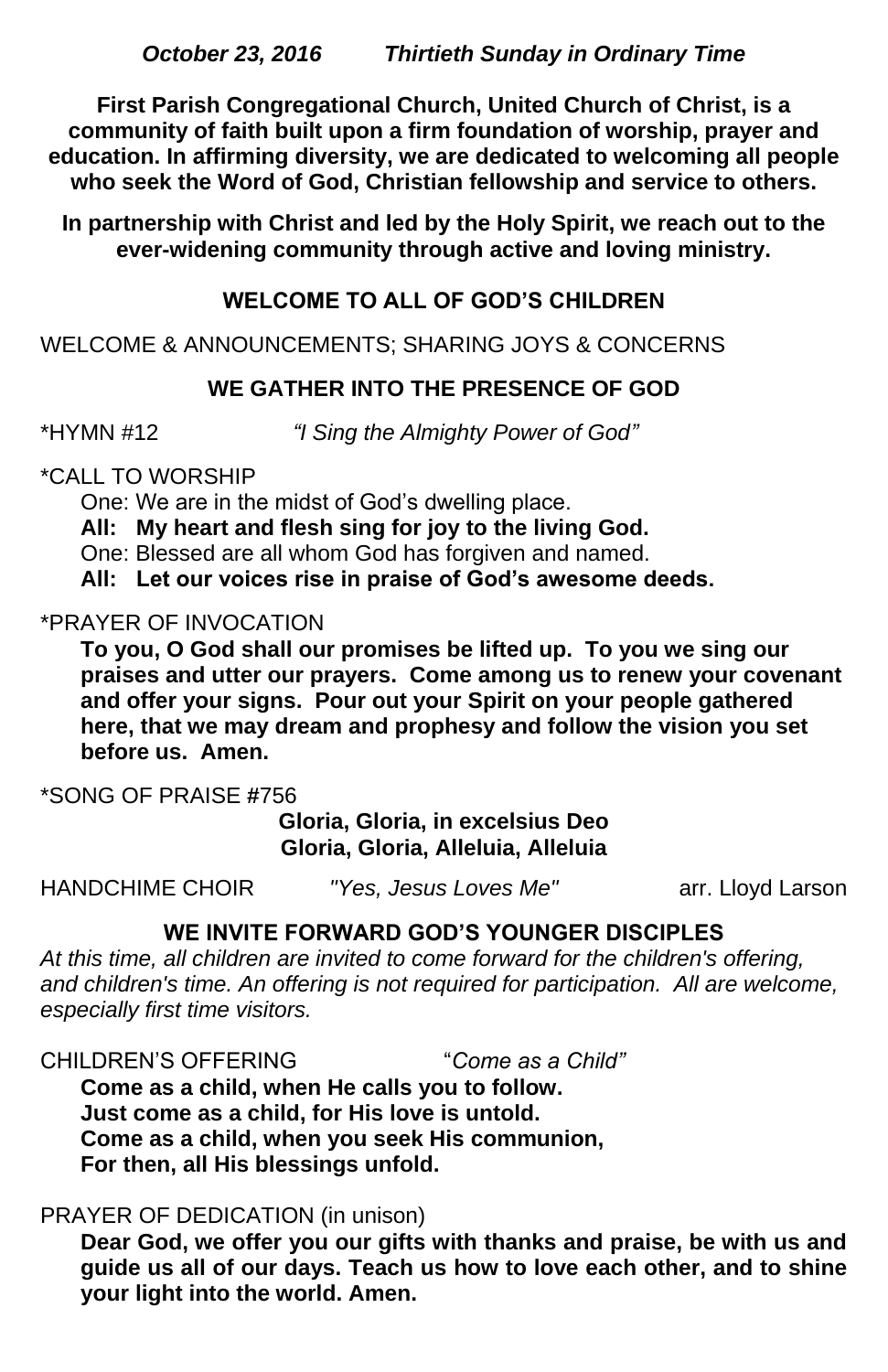***October 23, 2016 Thirtieth Sunday in Ordinary Time***

**First Parish Congregational Church, United Church of Christ, is a community of faith built upon a firm foundation of worship, prayer and education. In affirming diversity, we are dedicated to welcoming all people who seek the Word of God, Christian fellowship and service to others.**

**In partnership with Christ and led by the Holy Spirit, we reach out to the ever-widening community through active and loving ministry.**

## WELCOME TO ALL OF GOD'S CHILDREN

WELCOME & ANNOUNCEMENTS; SHARING JOYS & CONCERNS

## WE GATHER INTO THE PRESENCE OF GOD

*HYMN #12 *"I Sing the Almighty Power of God"*

*CALL TO WORSHIP

One: We are in the midst of God's dwelling place.

**All: My heart and flesh sing for joy to the living God.**

One: Blessed are all whom God has forgiven and named.

**All: Let our voices rise in praise of God's awesome deeds.**

*PRAYER OF INVOCATION

**To you, O God shall our promises be lifted up. To you we sing our praises and utter our prayers. Come among us to renew your covenant and offer your signs. Pour out your Spirit on your people gathered here, that we may dream and prophesy and follow the vision you set before us. Amen.**

*SONG OF PRAISE #756

**Gloria, Gloria, in excelsius Deo**
**Gloria, Gloria, Alleluia, Alleluia**

HANDCHIME CHOIR *"Yes, Jesus Loves Me"* arr. Lloyd Larson

## WE INVITE FORWARD GOD'S YOUNGER DISCIPLES

*At this time, all children are invited to come forward for the children's offering, and children's time. An offering is not required for participation. All are welcome, especially first time visitors.*

CHILDREN'S OFFERING *"Come as a Child"*

**Come as a child, when He calls you to follow.**
**Just come as a child, for His love is untold.**
**Come as a child, when you seek His communion,**
**For then, all His blessings unfold.**

PRAYER OF DEDICATION (in unison)

**Dear God, we offer you our gifts with thanks and praise, be with us and guide us all of our days. Teach us how to love each other, and to shine your light into the world. Amen.**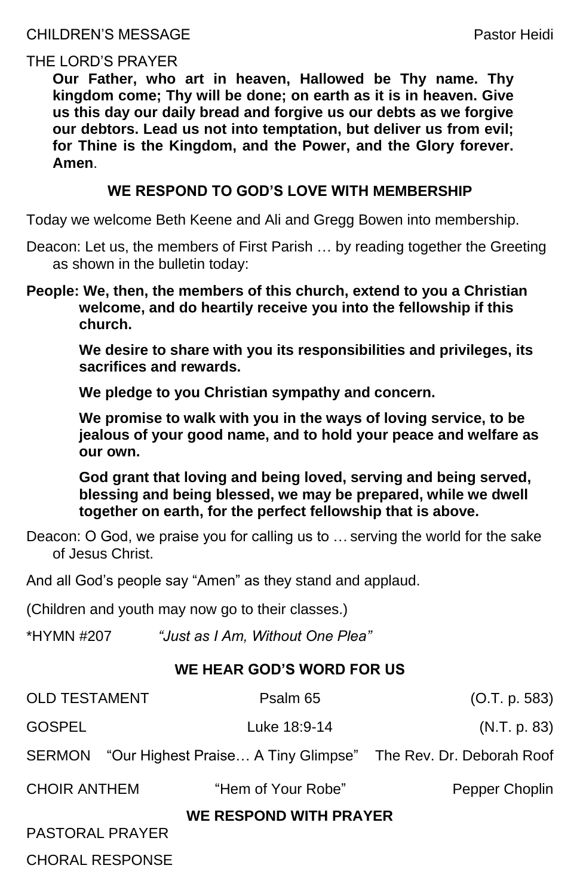CHILDREN'S MESSAGE Pastor Heidi

THE LORD'S PRAYER

**Our Father, who art in heaven, Hallowed be Thy name. Thy kingdom come; Thy will be done; on earth as it is in heaven. Give us this day our daily bread and forgive us our debts as we forgive our debtors. Lead us not into temptation, but deliver us from evil; for Thine is the Kingdom, and the Power, and the Glory forever. Amen**.

## WE RESPOND TO GOD'S LOVE WITH MEMBERSHIP

Today we welcome Beth Keene and Ali and Gregg Bowen into membership.

Deacon: Let us, the members of First Parish … by reading together the Greeting as shown in the bulletin today:

**People: We, then, the members of this church, extend to you a Christian welcome, and do heartily receive you into the fellowship if this church.**

**We desire to share with you its responsibilities and privileges, its sacrifices and rewards.**

**We pledge to you Christian sympathy and concern.**

**We promise to walk with you in the ways of loving service, to be jealous of your good name, and to hold your peace and welfare as our own.**

**God grant that loving and being loved, serving and being served, blessing and being blessed, we may be prepared, while we dwell together on earth, for the perfect fellowship that is above.**

Deacon: O God, we praise you for calling us to … serving the world for the sake of Jesus Christ.

And all God's people say "Amen" as they stand and applaud.

(Children and youth may now go to their classes.)

*HYMN #207 *"Just as I Am, Without One Plea"*

## WE HEAR GOD'S WORD FOR US

OLD TESTAMENT Psalm 65 (O.T. p. 583)

GOSPEL Luke 18:9-14 (N.T. p. 83)

SERMON "Our Highest Praise… A Tiny Glimpse" The Rev. Dr. Deborah Roof

CHOIR ANTHEM "Hem of Your Robe" Pepper Choplin

## WE RESPOND WITH PRAYER

PASTORAL PRAYER

CHORAL RESPONSE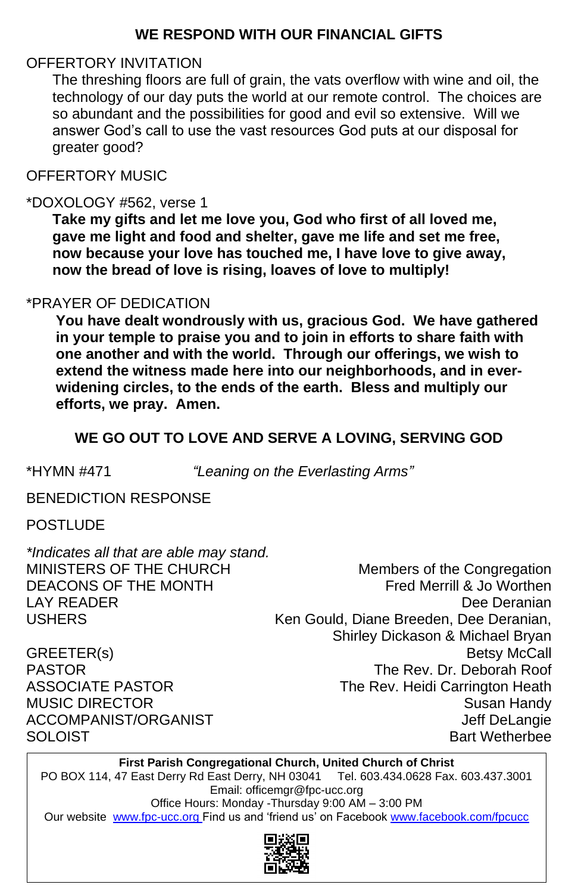## WE RESPOND WITH OUR FINANCIAL GIFTS

OFFERTORY INVITATION

The threshing floors are full of grain, the vats overflow with wine and oil, the technology of our day puts the world at our remote control. The choices are so abundant and the possibilities for good and evil so extensive. Will we answer God's call to use the vast resources God puts at our disposal for greater good?

OFFERTORY MUSIC

*DOXOLOGY #562, verse 1

**Take my gifts and let me love you, God who first of all loved me, gave me light and food and shelter, gave me life and set me free, now because your love has touched me, I have love to give away, now the bread of love is rising, loaves of love to multiply!**

*PRAYER OF DEDICATION

**You have dealt wondrously with us, gracious God. We have gathered in your temple to praise you and to join in efforts to share faith with one another and with the world. Through our offerings, we wish to extend the witness made here into our neighborhoods, and in ever-widening circles, to the ends of the earth. Bless and multiply our efforts, we pray. Amen.**

## WE GO OUT TO LOVE AND SERVE A LOVING, SERVING GOD

*HYMN #471 *"Leaning on the Everlasting Arms"*

BENEDICTION RESPONSE

POSTLUDE

*\*Indicates all that are able may stand.*

| | |
|---|---|
| MINISTERS OF THE CHURCH | Members of the Congregation |
| DEACONS OF THE MONTH | Fred Merrill & Jo Worthen |
| LAY READER | Dee Deranian |
| USHERS | Ken Gould, Diane Breeden, Dee Deranian, Shirley Dickason & Michael Bryan |
| GREETER(s) | Betsy McCall |
| PASTOR | The Rev. Dr. Deborah Roof |
| ASSOCIATE PASTOR | The Rev. Heidi Carrington Heath |
| MUSIC DIRECTOR | Susan Handy |
| ACCOMPANIST/ORGANIST | Jeff DeLangie |
| SOLOIST | Bart Wetherbee |

**First Parish Congregational Church, United Church of Christ**
PO BOX 114, 47 East Derry Rd East Derry, NH 03041 Tel. 603.434.0628 Fax. 603.437.3001
Email: officemgr@fpc-ucc.org
Office Hours: Monday -Thursday 9:00 AM – 3:00 PM
Our website www.fpc-ucc.org Find us and 'friend us' on Facebook www.facebook.com/fpcucc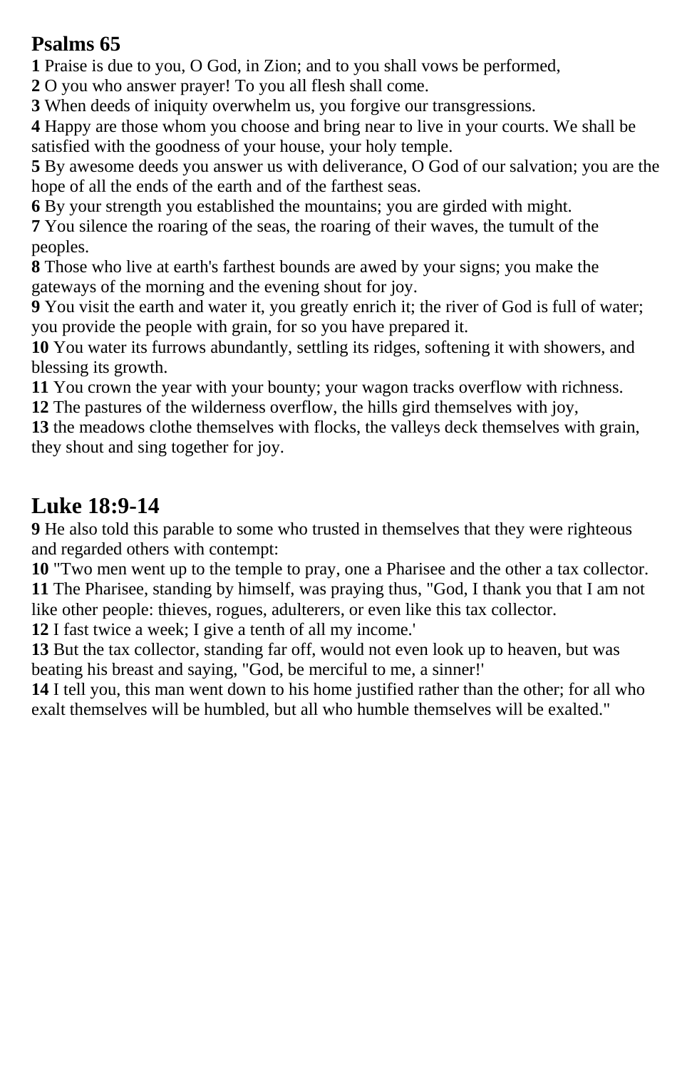## Psalms 65

**1** Praise is due to you, O God, in Zion; and to you shall vows be performed,
**2** O you who answer prayer! To you all flesh shall come.
**3** When deeds of iniquity overwhelm us, you forgive our transgressions.
**4** Happy are those whom you choose and bring near to live in your courts. We shall be satisfied with the goodness of your house, your holy temple.
**5** By awesome deeds you answer us with deliverance, O God of our salvation; you are the hope of all the ends of the earth and of the farthest seas.
**6** By your strength you established the mountains; you are girded with might.
**7** You silence the roaring of the seas, the roaring of their waves, the tumult of the peoples.
**8** Those who live at earth's farthest bounds are awed by your signs; you make the gateways of the morning and the evening shout for joy.
**9** You visit the earth and water it, you greatly enrich it; the river of God is full of water; you provide the people with grain, for so you have prepared it.
**10** You water its furrows abundantly, settling its ridges, softening it with showers, and blessing its growth.
**11** You crown the year with your bounty; your wagon tracks overflow with richness.
**12** The pastures of the wilderness overflow, the hills gird themselves with joy,
**13** the meadows clothe themselves with flocks, the valleys deck themselves with grain, they shout and sing together for joy.

## Luke 18:9-14

**9** He also told this parable to some who trusted in themselves that they were righteous and regarded others with contempt:
**10** "Two men went up to the temple to pray, one a Pharisee and the other a tax collector.
**11** The Pharisee, standing by himself, was praying thus, "God, I thank you that I am not like other people: thieves, rogues, adulterers, or even like this tax collector.
**12** I fast twice a week; I give a tenth of all my income.'
**13** But the tax collector, standing far off, would not even look up to heaven, but was beating his breast and saying, "God, be merciful to me, a sinner!'
**14** I tell you, this man went down to his home justified rather than the other; for all who exalt themselves will be humbled, but all who humble themselves will be exalted."